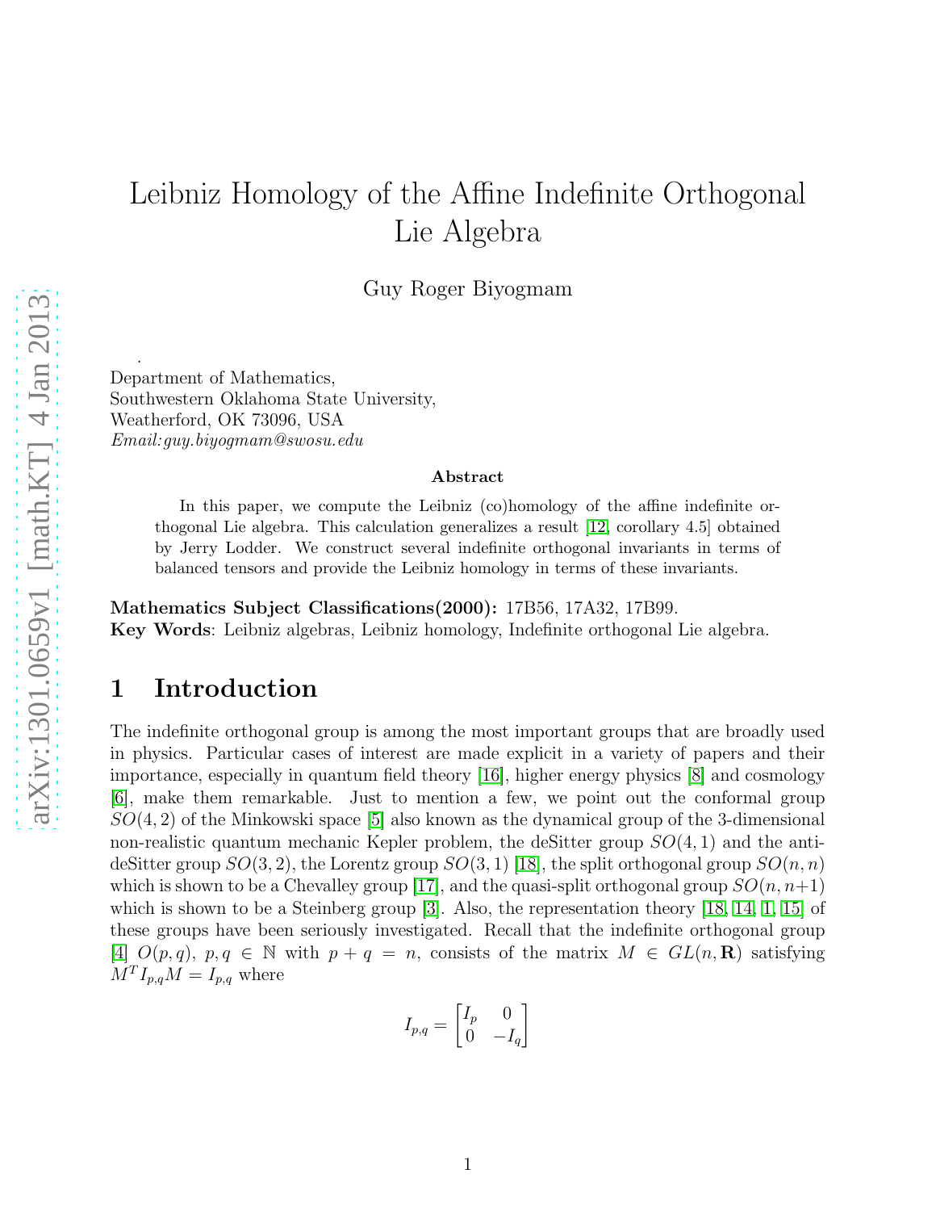# Leibniz Homology of the Affine Indefinite Orthogonal Lie Algebra

Guy Roger Biyogmam

Department of Mathematics,
Southwestern Oklahoma State University,
Weatherford, OK 73096, USA
*Email:guy.biyogmam@swosu.edu*

### Abstract

In this paper, we compute the Leibniz (co)homology of the affine indefinite orthogonal Lie algebra. This calculation generalizes a result [12, corollary 4.5] obtained by Jerry Lodder. We construct several indefinite orthogonal invariants in terms of balanced tensors and provide the Leibniz homology in terms of these invariants.

**Mathematics Subject Classifications(2000):** 17B56, 17A32, 17B99.
**Key Words**: Leibniz algebras, Leibniz homology, Indefinite orthogonal Lie algebra.

## 1 Introduction

The indefinite orthogonal group is among the most important groups that are broadly used in physics. Particular cases of interest are made explicit in a variety of papers and their importance, especially in quantum field theory [16], higher energy physics [8] and cosmology [6], make them remarkable. Just to mention a few, we point out the conformal group $SO(4, 2)$ of the Minkowski space [5] also known as the dynamical group of the 3-dimensional non-realistic quantum mechanic Kepler problem, the deSitter group $SO(4, 1)$ and the anti-deSitter group $SO(3, 2)$, the Lorentz group $SO(3, 1)$ [18], the split orthogonal group $SO(n, n)$ which is shown to be a Chevalley group [17], and the quasi-split orthogonal group $SO(n, n+1)$ which is shown to be a Steinberg group [3]. Also, the representation theory [18, 14, 1, 15] of these groups have been seriously investigated. Recall that the indefinite orthogonal group [4] $O(p, q)$, $p, q \in \mathbb{N}$ with $p + q = n$, consists of the matrix $M \in GL(n, \mathbf{R})$ satisfying $M^T I_{p,q} M = I_{p,q}$ where

$$I_{p,q} = \begin{bmatrix} I_p & 0 \\ 0 & -I_q \end{bmatrix}$$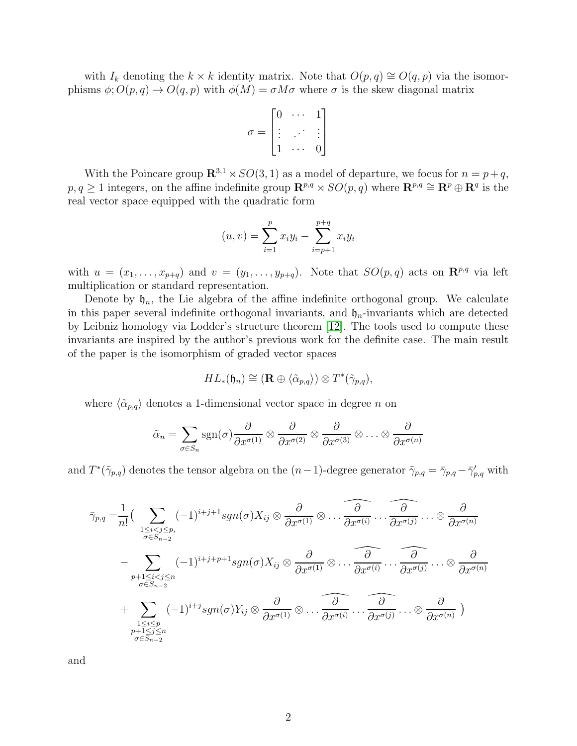with $I_k$ denoting the $k \times k$ identity matrix. Note that $O(p,q) \cong O(q,p)$ via the isomorphisms $\phi; O(p,q) \to O(q,p)$ with $\phi(M) = \sigma M \sigma$ where $\sigma$ is the skew diagonal matrix

$$\sigma = \begin{bmatrix} 0 & \cdots & 1 \\ \vdots & \iddots & \vdots \\ 1 & \cdots & 0 \end{bmatrix}$$

With the Poincare group $\mathbf{R}^{3,1} \rtimes SO(3,1)$ as a model of departure, we focus for $n = p+q$, $p, q \geq 1$ integers, on the affine indefinite group $\mathbf{R}^{p,q} \rtimes SO(p,q)$ where $\mathbf{R}^{p,q} \cong \mathbf{R}^p \oplus \mathbf{R}^q$ is the real vector space equipped with the quadratic form

$$(u, v) = \sum_{i=1}^{p} x_i y_i - \sum_{i=p+1}^{p+q} x_i y_i$$

with $u = (x_1, \ldots, x_{p+q})$ and $v = (y_1, \ldots, y_{p+q})$. Note that $SO(p,q)$ acts on $\mathbf{R}^{p,q}$ via left multiplication or standard representation.

Denote by $\mathfrak{h}_n$, the Lie algebra of the affine indefinite orthogonal group. We calculate in this paper several indefinite orthogonal invariants, and $\mathfrak{h}_n$-invariants which are detected by Leibniz homology via Lodder's structure theorem [12]. The tools used to compute these invariants are inspired by the author's previous work for the definite case. The main result of the paper is the isomorphism of graded vector spaces

$$HL_*(\mathfrak{h}_n) \cong (\mathbf{R} \oplus \langle \tilde{\alpha}_{p,q} \rangle) \otimes T^*(\tilde{\gamma}_{p,q}),$$

where $\langle \tilde{\alpha}_{p,q} \rangle$ denotes a 1-dimensional vector space in degree $n$ on

$$\tilde{\alpha}_n = \sum_{\sigma \in S_n} \mathrm{sgn}(\sigma) \frac{\partial}{\partial x^{\sigma(1)}} \otimes \frac{\partial}{\partial x^{\sigma(2)}} \otimes \frac{\partial}{\partial x^{\sigma(3)}} \otimes \ldots \otimes \frac{\partial}{\partial x^{\sigma(n)}}$$

and $T^*(\tilde{\gamma}_{p,q})$ denotes the tensor algebra on the $(n-1)$-degree generator $\tilde{\gamma}_{p,q} = \bar{\gamma}_{p,q} - \bar{\gamma}'_{p,q}$ with

$$\begin{aligned}
\bar{\gamma}_{p,q} = & \frac{1}{n!} \Big( \sum_{\substack{1 \leq i < j \leq p, \\ \sigma \in S_{n-2}}} (-1)^{i+j+1} sgn(\sigma) X_{ij} \otimes \frac{\partial}{\partial x^{\sigma(1)}} \otimes \ldots \widehat{\frac{\partial}{\partial x^{\sigma(i)}}} \ldots \widehat{\frac{\partial}{\partial x^{\sigma(j)}}} \ldots \otimes \frac{\partial}{\partial x^{\sigma(n)}} \\
& - \sum_{\substack{p+1 \leq i < j \leq n \\ \sigma \in S_{n-2}}} (-1)^{i+j+p+1} sgn(\sigma) X_{ij} \otimes \frac{\partial}{\partial x^{\sigma(1)}} \otimes \ldots \widehat{\frac{\partial}{\partial x^{\sigma(i)}}} \ldots \widehat{\frac{\partial}{\partial x^{\sigma(j)}}} \ldots \otimes \frac{\partial}{\partial x^{\sigma(n)}} \\
& + \sum_{\substack{1 \leq i \leq p \\ p+1 \leq j \leq n \\ \sigma \in S_{n-2}}} (-1)^{i+j} sgn(\sigma) Y_{ij} \otimes \frac{\partial}{\partial x^{\sigma(1)}} \otimes \ldots \widehat{\frac{\partial}{\partial x^{\sigma(i)}}} \ldots \widehat{\frac{\partial}{\partial x^{\sigma(j)}}} \ldots \otimes \frac{\partial}{\partial x^{\sigma(n)}} \Big)
\end{aligned}$$

and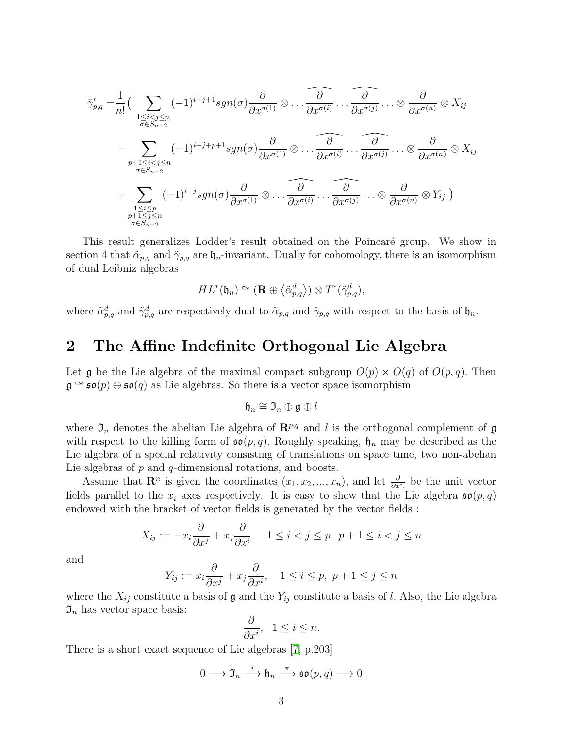$$
\begin{aligned}
\tilde{\gamma}'_{p,q} =& \frac{1}{n!}\Big( \sum_{\substack{1\leq i<j\leq p,\\ \sigma\in S_{n-2}}} (-1)^{i+j+1} sgn(\sigma) \frac{\partial}{\partial x^{\sigma(1)}} \otimes \dots \widehat{\frac{\partial}{\partial x^{\sigma(i)}}} \dots \widehat{\frac{\partial}{\partial x^{\sigma(j)}}} \dots \otimes \frac{\partial}{\partial x^{\sigma(n)}} \otimes X_{ij} \\
&- \sum_{\substack{p+1\leq i<j\leq n\\ \sigma\in S_{n-2}}} (-1)^{i+j+p+1} sgn(\sigma) \frac{\partial}{\partial x^{\sigma(1)}} \otimes \dots \widehat{\frac{\partial}{\partial x^{\sigma(i)}}} \dots \widehat{\frac{\partial}{\partial x^{\sigma(j)}}} \dots \otimes \frac{\partial}{\partial x^{\sigma(n)}} \otimes X_{ij} \\
&+ \sum_{\substack{1\leq i\leq p\\ p+1\leq j\leq n\\ \sigma\in S_{n-2}}} (-1)^{i+j} sgn(\sigma) \frac{\partial}{\partial x^{\sigma(1)}} \otimes \dots \widehat{\frac{\partial}{\partial x^{\sigma(i)}}} \dots \widehat{\frac{\partial}{\partial x^{\sigma(j)}}} \dots \otimes \frac{\partial}{\partial x^{\sigma(n)}} \otimes Y_{ij} \ \Big)
\end{aligned}
$$

This result generalizes Lodder's result obtained on the Poincaré group. We show in section 4 that $\tilde{\alpha}_{p,q}$ and $\tilde{\gamma}_{p,q}$ are $\mathfrak{h}_n$-invariant. Dually for cohomology, there is an isomorphism of dual Leibniz algebras

$$
HL^*(\mathfrak{h}_n) \cong (\mathbf{R} \oplus \langle \tilde{\alpha}^d_{p,q} \rangle) \otimes T^*(\tilde{\gamma}^d_{p,q}),
$$

where $\tilde{\alpha}^d_{p,q}$ and $\tilde{\gamma}^d_{p,q}$ are respectively dual to $\tilde{\alpha}_{p,q}$ and $\tilde{\gamma}_{p,q}$ with respect to the basis of $\mathfrak{h}_n$.

## 2 The Affine Indefinite Orthogonal Lie Algebra

Let $\mathfrak{g}$ be the Lie algebra of the maximal compact subgroup $O(p) \times O(q)$ of $O(p,q)$. Then $\mathfrak{g} \cong \mathfrak{so}(p) \oplus \mathfrak{so}(q)$ as Lie algebras. So there is a vector space isomorphism

$$
\mathfrak{h}_n \cong \mathfrak{I}_n \oplus \mathfrak{g} \oplus l
$$

where $\mathfrak{I}_n$ denotes the abelian Lie algebra of $\mathbf{R}^{p,q}$ and $l$ is the orthogonal complement of $\mathfrak{g}$ with respect to the killing form of $\mathfrak{so}(p,q)$. Roughly speaking, $\mathfrak{h}_n$ may be described as the Lie algebra of a special relativity consisting of translations on space time, two non-abelian Lie algebras of $p$ and $q$-dimensional rotations, and boosts.

Assume that $\mathbf{R}^n$ is given the coordinates $(x_1, x_2, ..., x_n)$, and let $\frac{\partial}{\partial x^i}$, be the unit vector fields parallel to the $x_i$ axes respectively. It is easy to show that the Lie algebra $\mathfrak{so}(p,q)$ endowed with the bracket of vector fields is generated by the vector fields :

$$
X_{ij} := -x_i \frac{\partial}{\partial x^j} + x_j \frac{\partial}{\partial x^i}, \quad 1 \leq i < j \leq p,\ p+1 \leq i < j \leq n
$$

and

$$
Y_{ij} := x_i \frac{\partial}{\partial x^j} + x_j \frac{\partial}{\partial x^i}, \quad 1 \leq i \leq p,\ p+1 \leq j \leq n
$$

where the $X_{ij}$ constitute a basis of $\mathfrak{g}$ and the $Y_{ij}$ constitute a basis of $l$. Also, the Lie algebra $\mathfrak{I}_n$ has vector space basis:

$$
\frac{\partial}{\partial x^i}, \quad 1 \leq i \leq n.
$$

There is a short exact sequence of Lie algebras [7, p.203]

$$
0 \longrightarrow \mathfrak{I}_n \xrightarrow{\ i\ } \mathfrak{h}_n \xrightarrow{\ \pi\ } \mathfrak{so}(p,q) \longrightarrow 0
$$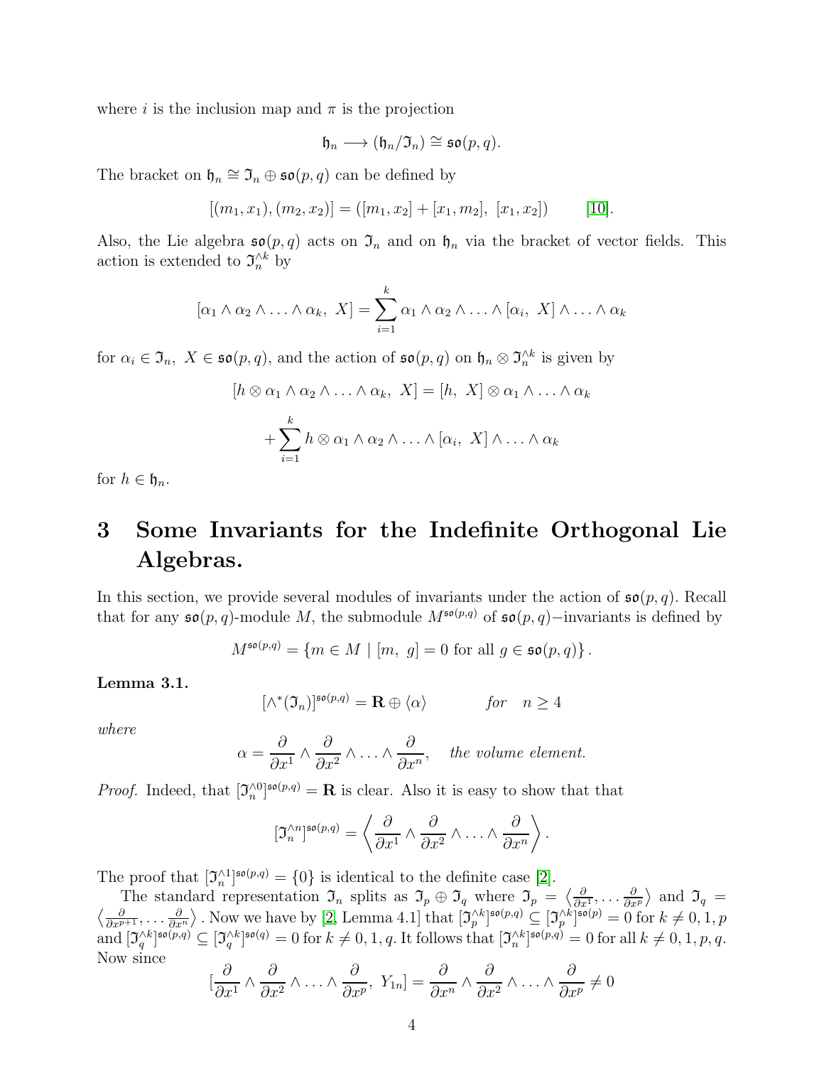where $i$ is the inclusion map and $\pi$ is the projection

$$\mathfrak{h}_n \longrightarrow (\mathfrak{h}_n/\mathfrak{I}_n) \cong \mathfrak{so}(p,q).$$

The bracket on $\mathfrak{h}_n \cong \mathfrak{I}_n \oplus \mathfrak{so}(p,q)$ can be defined by

$$[(m_1, x_1), (m_2, x_2)] = ([m_1, x_2] + [x_1, m_2],\ [x_1, x_2]) \qquad [10].$$

Also, the Lie algebra $\mathfrak{so}(p,q)$ acts on $\mathfrak{I}_n$ and on $\mathfrak{h}_n$ via the bracket of vector fields. This action is extended to $\mathfrak{I}_n^{\wedge k}$ by

$$[\alpha_1 \wedge \alpha_2 \wedge \ldots \wedge \alpha_k,\ X] = \sum_{i=1}^{k} \alpha_1 \wedge \alpha_2 \wedge \ldots \wedge [\alpha_i,\ X] \wedge \ldots \wedge \alpha_k$$

for $\alpha_i \in \mathfrak{I}_n,\ X \in \mathfrak{so}(p,q)$, and the action of $\mathfrak{so}(p,q)$ on $\mathfrak{h}_n \otimes \mathfrak{I}_n^{\wedge k}$ is given by

$$[h \otimes \alpha_1 \wedge \alpha_2 \wedge \ldots \wedge \alpha_k,\ X] = [h,\ X] \otimes \alpha_1 \wedge \ldots \wedge \alpha_k$$

$$+ \sum_{i=1}^{k} h \otimes \alpha_1 \wedge \alpha_2 \wedge \ldots \wedge [\alpha_i,\ X] \wedge \ldots \wedge \alpha_k$$

for $h \in \mathfrak{h}_n$.

# 3 Some Invariants for the Indefinite Orthogonal Lie Algebras.

In this section, we provide several modules of invariants under the action of $\mathfrak{so}(p,q)$. Recall that for any $\mathfrak{so}(p,q)$-module $M$, the submodule $M^{\mathfrak{so}(p,q)}$ of $\mathfrak{so}(p,q)-$invariants is defined by

$$M^{\mathfrak{so}(p,q)} = \{m \in M \mid [m,\ g] = 0 \text{ for all } g \in \mathfrak{so}(p,q)\}.$$

**Lemma 3.1.**

$$[\wedge^*(\mathfrak{I}_n)]^{\mathfrak{so}(p,q)} = \mathbf{R} \oplus \langle \alpha \rangle \qquad \textit{for} \quad n \geq 4$$

*where*

$$\alpha = \frac{\partial}{\partial x^1} \wedge \frac{\partial}{\partial x^2} \wedge \ldots \wedge \frac{\partial}{\partial x^n}, \quad \textit{the volume element.}$$

*Proof.* Indeed, that $[\mathfrak{I}_n^{\wedge 0}]^{\mathfrak{so}(p,q)} = \mathbf{R}$ is clear. Also it is easy to show that that

$$[\mathfrak{I}_n^{\wedge n}]^{\mathfrak{so}(p,q)} = \left\langle \frac{\partial}{\partial x^1} \wedge \frac{\partial}{\partial x^2} \wedge \ldots \wedge \frac{\partial}{\partial x^n} \right\rangle.$$

The proof that $[\mathfrak{I}_n^{\wedge 1}]^{\mathfrak{so}(p,q)} = \{0\}$ is identical to the definite case [2].

The standard representation $\mathfrak{I}_n$ splits as $\mathfrak{I}_p \oplus \mathfrak{I}_q$ where $\mathfrak{I}_p = \left\langle \frac{\partial}{\partial x^1}, \ldots \frac{\partial}{\partial x^p} \right\rangle$ and $\mathfrak{I}_q = \left\langle \frac{\partial}{\partial x^{p+1}}, \ldots \frac{\partial}{\partial x^n} \right\rangle$. Now we have by [2, Lemma 4.1] that $[\mathfrak{I}_p^{\wedge k}]^{\mathfrak{so}(p,q)} \subseteq [\mathfrak{I}_p^{\wedge k}]^{\mathfrak{so}(p)} = 0$ for $k \neq 0, 1, p$ and $[\mathfrak{I}_q^{\wedge k}]^{\mathfrak{so}(p,q)} \subseteq [\mathfrak{I}_q^{\wedge k}]^{\mathfrak{so}(q)} = 0$ for $k \neq 0, 1, q$. It follows that $[\mathfrak{I}_n^{\wedge k}]^{\mathfrak{so}(p,q)} = 0$ for all $k \neq 0, 1, p, q$. Now since

$$[\frac{\partial}{\partial x^1} \wedge \frac{\partial}{\partial x^2} \wedge \ldots \wedge \frac{\partial}{\partial x^p},\ Y_{1n}] = \frac{\partial}{\partial x^n} \wedge \frac{\partial}{\partial x^2} \wedge \ldots \wedge \frac{\partial}{\partial x^p} \neq 0$$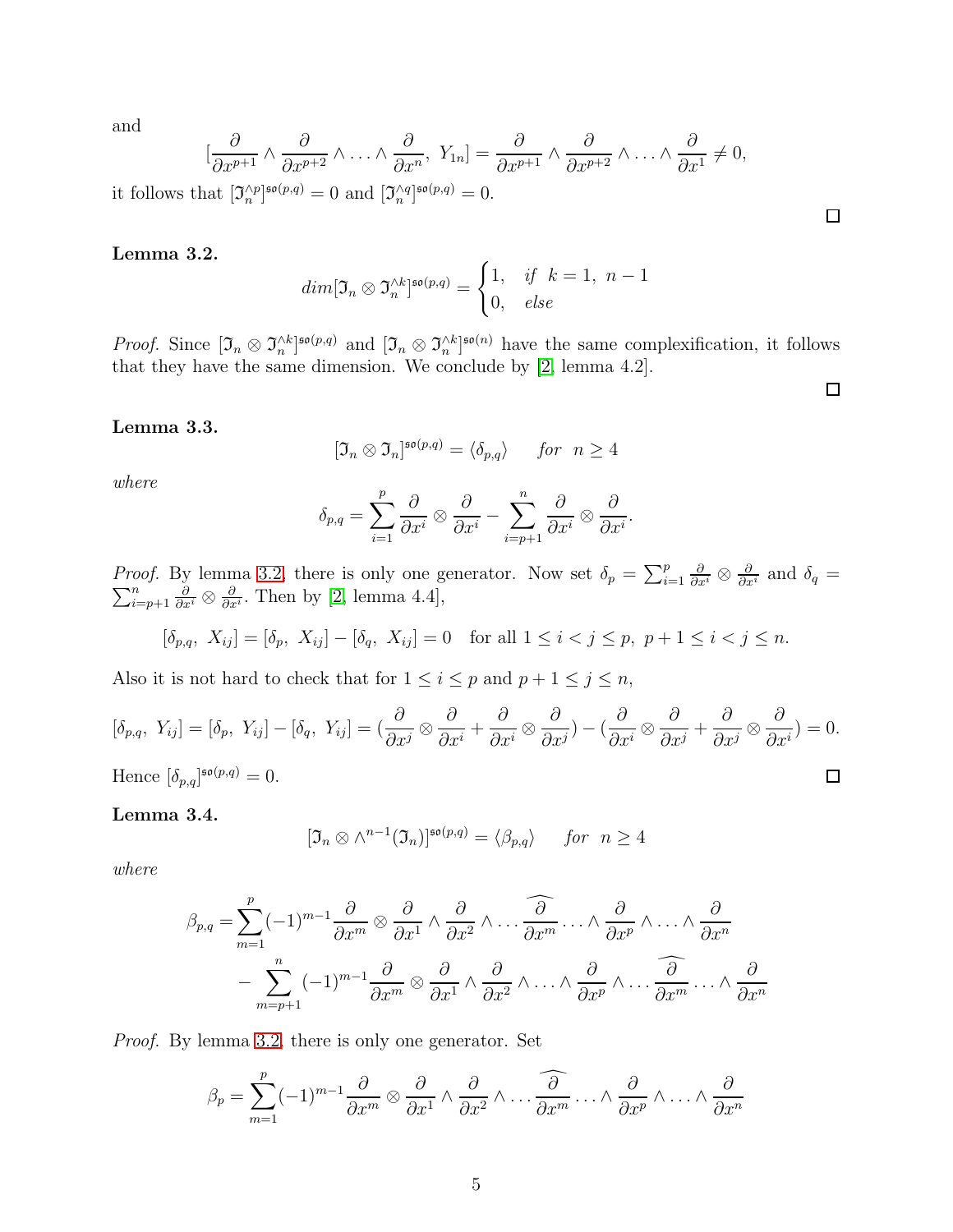and

$$[\frac{\partial}{\partial x^{p+1}} \wedge \frac{\partial}{\partial x^{p+2}} \wedge \ldots \wedge \frac{\partial}{\partial x^{n}},\ Y_{1n}] = \frac{\partial}{\partial x^{p+1}} \wedge \frac{\partial}{\partial x^{p+2}} \wedge \ldots \wedge \frac{\partial}{\partial x^{1}} \neq 0,$$

it follows that $[\mathfrak{I}_n^{\wedge p}]^{\mathfrak{so}(p,q)} = 0$ and $[\mathfrak{I}_n^{\wedge q}]^{\mathfrak{so}(p,q)} = 0$.

□

**Lemma 3.2.**

$$dim[\mathfrak{I}_n \otimes \mathfrak{I}_n^{\wedge k}]^{\mathfrak{so}(p,q)} = \begin{cases} 1, & if\ \ k = 1,\ n-1 \\ 0, & else \end{cases}$$

*Proof.* Since $[\mathfrak{I}_n \otimes \mathfrak{I}_n^{\wedge k}]^{\mathfrak{so}(p,q)}$ and $[\mathfrak{I}_n \otimes \mathfrak{I}_n^{\wedge k}]^{\mathfrak{so}(n)}$ have the same complexification, it follows that they have the same dimension. We conclude by [2, lemma 4.2].

□

**Lemma 3.3.**

$$[\mathfrak{I}_n \otimes \mathfrak{I}_n]^{\mathfrak{so}(p,q)} = \langle \delta_{p,q} \rangle \qquad for\ \ n \geq 4$$

*where*

$$\delta_{p,q} = \sum_{i=1}^{p} \frac{\partial}{\partial x^i} \otimes \frac{\partial}{\partial x^i} - \sum_{i=p+1}^{n} \frac{\partial}{\partial x^i} \otimes \frac{\partial}{\partial x^i}.$$

*Proof.* By lemma 3.2, there is only one generator. Now set $\delta_p = \sum_{i=1}^{p} \frac{\partial}{\partial x^i} \otimes \frac{\partial}{\partial x^i}$ and $\delta_q = \sum_{i=p+1}^{n} \frac{\partial}{\partial x^i} \otimes \frac{\partial}{\partial x^i}$. Then by [2, lemma 4.4],

$$[\delta_{p,q},\ X_{ij}] = [\delta_p,\ X_{ij}] - [\delta_q,\ X_{ij}] = 0 \quad \text{for all } 1 \leq i < j \leq p,\ p+1 \leq i < j \leq n.$$

Also it is not hard to check that for $1 \leq i \leq p$ and $p+1 \leq j \leq n$,

$$[\delta_{p,q},\ Y_{ij}] = [\delta_p,\ Y_{ij}] - [\delta_q,\ Y_{ij}] = (\frac{\partial}{\partial x^j} \otimes \frac{\partial}{\partial x^i} + \frac{\partial}{\partial x^i} \otimes \frac{\partial}{\partial x^j}) - (\frac{\partial}{\partial x^i} \otimes \frac{\partial}{\partial x^j} + \frac{\partial}{\partial x^j} \otimes \frac{\partial}{\partial x^i}) = 0.$$

Hence $[\delta_{p,q}]^{\mathfrak{so}(p,q)} = 0$.

□

**Lemma 3.4.**

$$[\mathfrak{I}_n \otimes \wedge^{n-1}(\mathfrak{I}_n)]^{\mathfrak{so}(p,q)} = \langle \beta_{p,q} \rangle \qquad for\ \ n \geq 4$$

*where*

$$\begin{aligned} \beta_{p,q} = & \sum_{m=1}^{p} (-1)^{m-1} \frac{\partial}{\partial x^m} \otimes \frac{\partial}{\partial x^1} \wedge \frac{\partial}{\partial x^2} \wedge \ldots \widehat{\frac{\partial}{\partial x^m}} \ldots \wedge \frac{\partial}{\partial x^p} \wedge \ldots \wedge \frac{\partial}{\partial x^n} \\ & - \sum_{m=p+1}^{n} (-1)^{m-1} \frac{\partial}{\partial x^m} \otimes \frac{\partial}{\partial x^1} \wedge \frac{\partial}{\partial x^2} \wedge \ldots \wedge \frac{\partial}{\partial x^p} \wedge \ldots \widehat{\frac{\partial}{\partial x^m}} \ldots \wedge \frac{\partial}{\partial x^n} \end{aligned}$$

*Proof.* By lemma 3.2, there is only one generator. Set

$$\beta_p = \sum_{m=1}^{p} (-1)^{m-1} \frac{\partial}{\partial x^m} \otimes \frac{\partial}{\partial x^1} \wedge \frac{\partial}{\partial x^2} \wedge \ldots \widehat{\frac{\partial}{\partial x^m}} \ldots \wedge \frac{\partial}{\partial x^p} \wedge \ldots \wedge \frac{\partial}{\partial x^n}$$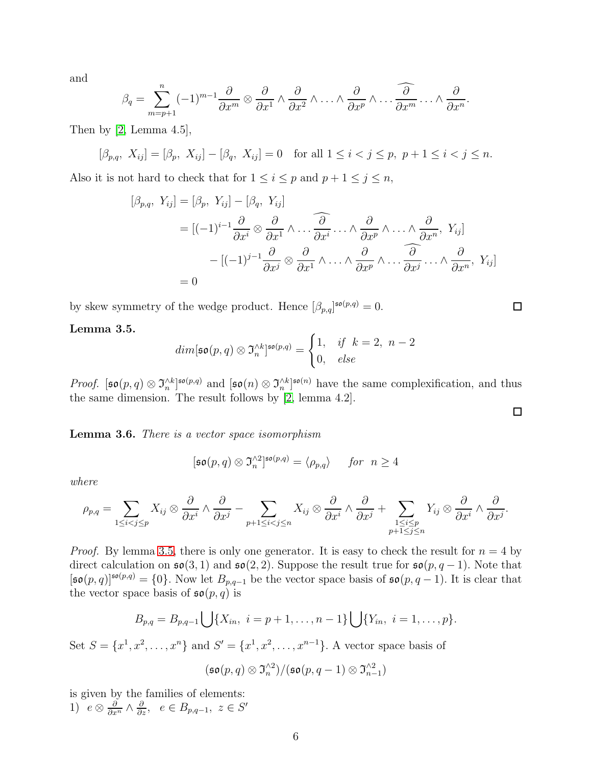and

$$\beta_q = \sum_{m=p+1}^{n} (-1)^{m-1} \frac{\partial}{\partial x^m} \otimes \frac{\partial}{\partial x^1} \wedge \frac{\partial}{\partial x^2} \wedge \ldots \wedge \frac{\partial}{\partial x^p} \wedge \ldots \widehat{\frac{\partial}{\partial x^m}} \ldots \wedge \frac{\partial}{\partial x^n}.$$

Then by [2, Lemma 4.5],

$$[\beta_{p,q},\ X_{ij}] = [\beta_p,\ X_{ij}] - [\beta_q,\ X_{ij}] = 0 \quad \text{for all } 1 \leq i < j \leq p,\ p+1 \leq i < j \leq n.$$

Also it is not hard to check that for $1 \leq i \leq p$ and $p+1 \leq j \leq n$,

$$\begin{aligned}
[\beta_{p,q},\ Y_{ij}] &= [\beta_p,\ Y_{ij}] - [\beta_q,\ Y_{ij}] \\
&= [(-1)^{i-1} \frac{\partial}{\partial x^i} \otimes \frac{\partial}{\partial x^1} \wedge \ldots \widehat{\frac{\partial}{\partial x^i}} \ldots \wedge \frac{\partial}{\partial x^p} \wedge \ldots \wedge \frac{\partial}{\partial x^n},\ Y_{ij}] \\
&\quad - [(-1)^{j-1} \frac{\partial}{\partial x^j} \otimes \frac{\partial}{\partial x^1} \wedge \ldots \wedge \frac{\partial}{\partial x^p} \wedge \ldots \widehat{\frac{\partial}{\partial x^j}} \ldots \wedge \frac{\partial}{\partial x^n},\ Y_{ij}] \\
&= 0
\end{aligned}$$

by skew symmetry of the wedge product. Hence $[\beta_{p,q}]^{\mathfrak{so}(p,q)} = 0$. $\square$

**Lemma 3.5.**

$$dim[\mathfrak{so}(p,q) \otimes \mathfrak{I}_n^{\wedge k}]^{\mathfrak{so}(p,q)} = \begin{cases} 1, & \text{if } k = 2,\ n-2 \\ 0, & \text{else} \end{cases}$$

*Proof.* $[\mathfrak{so}(p,q) \otimes \mathfrak{I}_n^{\wedge k}]^{\mathfrak{so}(p,q)}$ and $[\mathfrak{so}(n) \otimes \mathfrak{I}_n^{\wedge k}]^{\mathfrak{so}(n)}$ have the same complexification, and thus the same dimension. The result follows by [2, lemma 4.2]. $\square$

**Lemma 3.6.** *There is a vector space isomorphism*

$$[\mathfrak{so}(p,q) \otimes \mathfrak{I}_n^{\wedge 2}]^{\mathfrak{so}(p,q)} = \langle \rho_{p,q} \rangle \qquad \textit{for} \ \ n \geq 4$$

*where*

$$\rho_{p,q} = \sum_{1 \leq i < j \leq p} X_{ij} \otimes \frac{\partial}{\partial x^i} \wedge \frac{\partial}{\partial x^j} - \sum_{p+1 \leq i < j \leq n} X_{ij} \otimes \frac{\partial}{\partial x^i} \wedge \frac{\partial}{\partial x^j} + \sum_{\substack{1 \leq i \leq p \\ p+1 \leq j \leq n}} Y_{ij} \otimes \frac{\partial}{\partial x^i} \wedge \frac{\partial}{\partial x^j}.$$

*Proof.* By lemma 3.5, there is only one generator. It is easy to check the result for $n = 4$ by direct calculation on $\mathfrak{so}(3,1)$ and $\mathfrak{so}(2,2)$. Suppose the result true for $\mathfrak{so}(p, q-1)$. Note that $[\mathfrak{so}(p,q)]^{\mathfrak{so}(p,q)} = \{0\}$. Now let $B_{p,q-1}$ be the vector space basis of $\mathfrak{so}(p, q-1)$. It is clear that the vector space basis of $\mathfrak{so}(p,q)$ is

$$B_{p,q} = B_{p,q-1} \bigcup \{X_{in},\ i = p+1, \ldots, n-1\} \bigcup \{Y_{in},\ i = 1, \ldots, p\}.$$

Set $S = \{x^1, x^2, \ldots, x^n\}$ and $S' = \{x^1, x^2, \ldots, x^{n-1}\}$. A vector space basis of

$$(\mathfrak{so}(p,q) \otimes \mathfrak{I}_n^{\wedge 2}) / (\mathfrak{so}(p, q-1) \otimes \mathfrak{I}_{n-1}^{\wedge 2})$$

is given by the families of elements:

1) $e \otimes \frac{\partial}{\partial x^n} \wedge \frac{\partial}{\partial z}, \ \ e \in B_{p,q-1},\ z \in S'$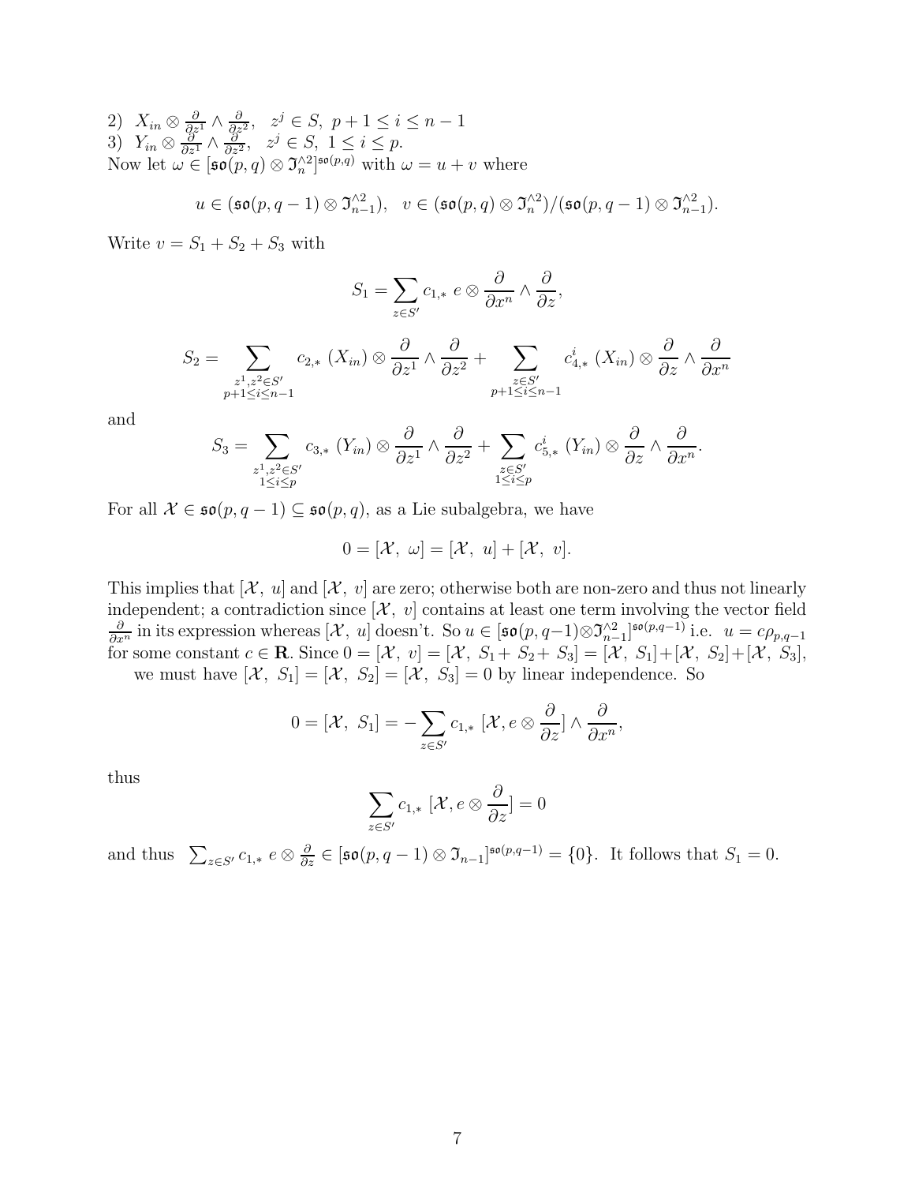2) $X_{in} \otimes \frac{\partial}{\partial z^1} \wedge \frac{\partial}{\partial z^2}$, $\;z^j \in S,\; p+1 \leq i \leq n-1$
3) $Y_{in} \otimes \frac{\partial}{\partial z^1} \wedge \frac{\partial}{\partial z^2}$, $\;z^j \in S,\; 1 \leq i \leq p$.
Now let $\omega \in [\mathfrak{so}(p,q) \otimes \mathfrak{I}_n^{\wedge 2}]^{\mathfrak{so}(p,q)}$ with $\omega = u + v$ where

$$u \in (\mathfrak{so}(p,q-1) \otimes \mathfrak{I}_{n-1}^{\wedge 2}), \quad v \in (\mathfrak{so}(p,q) \otimes \mathfrak{I}_n^{\wedge 2})/(\mathfrak{so}(p,q-1) \otimes \mathfrak{I}_{n-1}^{\wedge 2}).$$

Write $v = S_1 + S_2 + S_3$ with

$$S_1 = \sum_{z \in S'} c_{1,*}\; e \otimes \frac{\partial}{\partial x^n} \wedge \frac{\partial}{\partial z},$$

$$S_2 = \sum_{\substack{z^1, z^2 \in S' \\ p+1 \leq i \leq n-1}} c_{2,*}\;(X_{in}) \otimes \frac{\partial}{\partial z^1} \wedge \frac{\partial}{\partial z^2} + \sum_{\substack{z \in S' \\ p+1 \leq i \leq n-1}} c_{4,*}^i\;(X_{in}) \otimes \frac{\partial}{\partial z} \wedge \frac{\partial}{\partial x^n}$$

and

$$S_3 = \sum_{\substack{z^1, z^2 \in S' \\ 1 \leq i \leq p}} c_{3,*}\;(Y_{in}) \otimes \frac{\partial}{\partial z^1} \wedge \frac{\partial}{\partial z^2} + \sum_{\substack{z \in S' \\ 1 \leq i \leq p}} c_{5,*}^i\;(Y_{in}) \otimes \frac{\partial}{\partial z} \wedge \frac{\partial}{\partial x^n}.$$

For all $\mathcal{X} \in \mathfrak{so}(p,q-1) \subseteq \mathfrak{so}(p,q)$, as a Lie subalgebra, we have

$$0 = [\mathcal{X},\; \omega] = [\mathcal{X},\; u] + [\mathcal{X},\; v].$$

This implies that $[\mathcal{X},\; u]$ and $[\mathcal{X},\; v]$ are zero; otherwise both are non-zero and thus not linearly independent; a contradiction since $[\mathcal{X},\; v]$ contains at least one term involving the vector field $\frac{\partial}{\partial x^n}$ in its expression whereas $[\mathcal{X},\; u]$ doesn't. So $u \in [\mathfrak{so}(p,q-1) \otimes \mathfrak{I}_{n-1}^{\wedge 2}]^{\mathfrak{so}(p,q-1)}$ i.e. $u = c\rho_{p,q-1}$ for some constant $c \in \mathbf{R}$. Since $0 = [\mathcal{X},\; v] = [\mathcal{X},\; S_1 + S_2 + S_3] = [\mathcal{X},\; S_1] + [\mathcal{X},\; S_2] + [\mathcal{X},\; S_3]$, we must have $[\mathcal{X},\; S_1] = [\mathcal{X},\; S_2] = [\mathcal{X},\; S_3] = 0$ by linear independence. So

$$0 = [\mathcal{X},\; S_1] = -\sum_{z \in S'} c_{1,*}\; [\mathcal{X}, e \otimes \frac{\partial}{\partial z}] \wedge \frac{\partial}{\partial x^n},$$

thus

$$\sum_{z \in S'} c_{1,*}\; [\mathcal{X}, e \otimes \frac{\partial}{\partial z}] = 0$$

and thus $\sum_{z \in S'} c_{1,*}\; e \otimes \frac{\partial}{\partial z} \in [\mathfrak{so}(p,q-1) \otimes \mathfrak{I}_{n-1}]^{\mathfrak{so}(p,q-1)} = \{0\}$. It follows that $S_1 = 0$.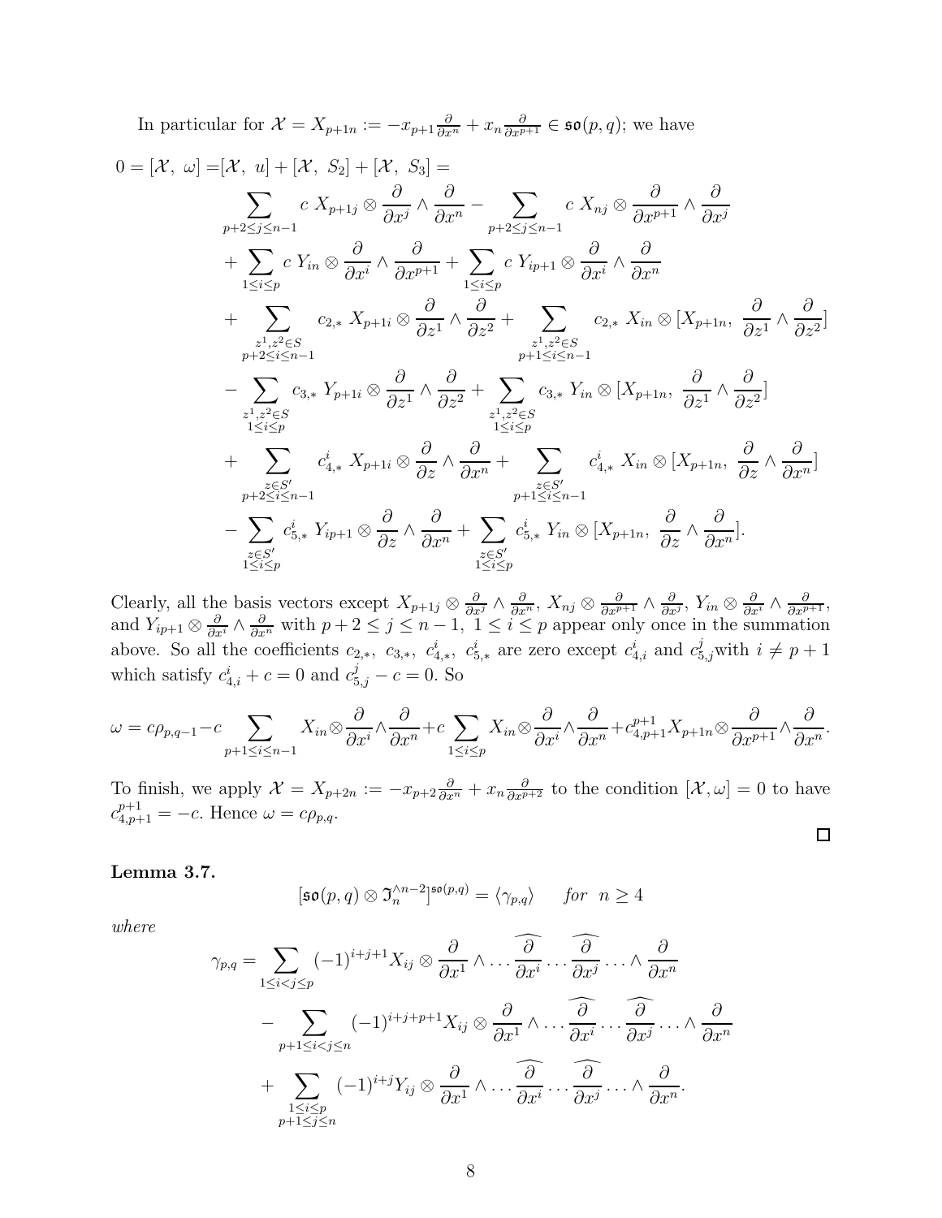In particular for $\mathcal{X} = X_{p+1n} := -x_{p+1}\frac{\partial}{\partial x^n} + x_n \frac{\partial}{\partial x^{p+1}} \in \mathfrak{so}(p,q)$; we have

$$
\begin{aligned}
0 = [\mathcal{X},\ \omega] =& [\mathcal{X},\ u] + [\mathcal{X},\ S_2] + [\mathcal{X},\ S_3] = \\
& \sum_{p+2\le j\le n-1} c\ X_{p+1j} \otimes \frac{\partial}{\partial x^j} \wedge \frac{\partial}{\partial x^n} - \sum_{p+2\le j\le n-1} c\ X_{nj} \otimes \frac{\partial}{\partial x^{p+1}} \wedge \frac{\partial}{\partial x^j} \\
& + \sum_{1\le i\le p} c\ Y_{in} \otimes \frac{\partial}{\partial x^i} \wedge \frac{\partial}{\partial x^{p+1}} + \sum_{1\le i\le p} c\ Y_{ip+1} \otimes \frac{\partial}{\partial x^i} \wedge \frac{\partial}{\partial x^n} \\
& + \sum_{\substack{z^1,z^2\in S \\ p+2\le i\le n-1}} c_{2,*}\ X_{p+1i} \otimes \frac{\partial}{\partial z^1} \wedge \frac{\partial}{\partial z^2} + \sum_{\substack{z^1,z^2\in S \\ p+1\le i\le n-1}} c_{2,*}\ X_{in} \otimes [X_{p+1n},\ \frac{\partial}{\partial z^1} \wedge \frac{\partial}{\partial z^2}] \\
& - \sum_{\substack{z^1,z^2\in S \\ 1\le i\le p}} c_{3,*}\ Y_{p+1i} \otimes \frac{\partial}{\partial z^1} \wedge \frac{\partial}{\partial z^2} + \sum_{\substack{z^1,z^2\in S \\ 1\le i\le p}} c_{3,*}\ Y_{in} \otimes [X_{p+1n},\ \frac{\partial}{\partial z^1} \wedge \frac{\partial}{\partial z^2}] \\
& + \sum_{\substack{z\in S' \\ p+2\le i\le n-1}} c^i_{4,*}\ X_{p+1i} \otimes \frac{\partial}{\partial z} \wedge \frac{\partial}{\partial x^n} + \sum_{\substack{z\in S' \\ p+1\le i\le n-1}} c^i_{4,*}\ X_{in} \otimes [X_{p+1n},\ \frac{\partial}{\partial z} \wedge \frac{\partial}{\partial x^n}] \\
& - \sum_{\substack{z\in S' \\ 1\le i\le p}} c^i_{5,*}\ Y_{ip+1} \otimes \frac{\partial}{\partial z} \wedge \frac{\partial}{\partial x^n} + \sum_{\substack{z\in S' \\ 1\le i\le p}} c^i_{5,*}\ Y_{in} \otimes [X_{p+1n},\ \frac{\partial}{\partial z} \wedge \frac{\partial}{\partial x^n}].
\end{aligned}
$$

Clearly, all the basis vectors except $X_{p+1j} \otimes \frac{\partial}{\partial x^j} \wedge \frac{\partial}{\partial x^n}$, $X_{nj} \otimes \frac{\partial}{\partial x^{p+1}} \wedge \frac{\partial}{\partial x^j}$, $Y_{in} \otimes \frac{\partial}{\partial x^i} \wedge \frac{\partial}{\partial x^{p+1}}$, and $Y_{ip+1} \otimes \frac{\partial}{\partial x^i} \wedge \frac{\partial}{\partial x^n}$ with $p+2 \le j \le n-1$, $1 \le i \le p$ appear only once in the summation above. So all the coefficients $c_{2,*},\ c_{3,*},\ c^i_{4,*},\ c^i_{5,*}$ are zero except $c^i_{4,i}$ and $c^j_{5,j}$with $i \neq p+1$ which satisfy $c^i_{4,i} + c = 0$ and $c^j_{5,j} - c = 0$. So

$$
\omega = c\rho_{p,q-1} - c\sum_{p+1\le i\le n-1} X_{in} \otimes \frac{\partial}{\partial x^i} \wedge \frac{\partial}{\partial x^n} + c\sum_{1\le i\le p} X_{in} \otimes \frac{\partial}{\partial x^i} \wedge \frac{\partial}{\partial x^n} + c^{p+1}_{4,p+1} X_{p+1n} \otimes \frac{\partial}{\partial x^{p+1}} \wedge \frac{\partial}{\partial x^n}.
$$

To finish, we apply $\mathcal{X} = X_{p+2n} := -x_{p+2}\frac{\partial}{\partial x^n} + x_n \frac{\partial}{\partial x^{p+2}}$ to the condition $[\mathcal{X}, \omega] = 0$ to have $c^{p+1}_{4,p+1} = -c$. Hence $\omega = c\rho_{p,q}$.

□

**Lemma 3.7.**

$$
[\mathfrak{so}(p,q) \otimes \mathfrak{I}_n^{\wedge n-2}]^{\mathfrak{so}(p,q)} = \langle \gamma_{p,q} \rangle \qquad \textit{for} \ \ n \ge 4
$$

*where*

$$
\begin{aligned}
\gamma_{p,q} =& \sum_{1\le i<j\le p} (-1)^{i+j+1} X_{ij} \otimes \frac{\partial}{\partial x^1} \wedge \dots \widehat{\frac{\partial}{\partial x^i}} \dots \widehat{\frac{\partial}{\partial x^j}} \dots \wedge \frac{\partial}{\partial x^n} \\
& - \sum_{p+1\le i<j\le n} (-1)^{i+j+p+1} X_{ij} \otimes \frac{\partial}{\partial x^1} \wedge \dots \widehat{\frac{\partial}{\partial x^i}} \dots \widehat{\frac{\partial}{\partial x^j}} \dots \wedge \frac{\partial}{\partial x^n} \\
& + \sum_{\substack{1\le i\le p \\ p+1\le j\le n}} (-1)^{i+j} Y_{ij} \otimes \frac{\partial}{\partial x^1} \wedge \dots \widehat{\frac{\partial}{\partial x^i}} \dots \widehat{\frac{\partial}{\partial x^j}} \dots \wedge \frac{\partial}{\partial x^n}.
\end{aligned}
$$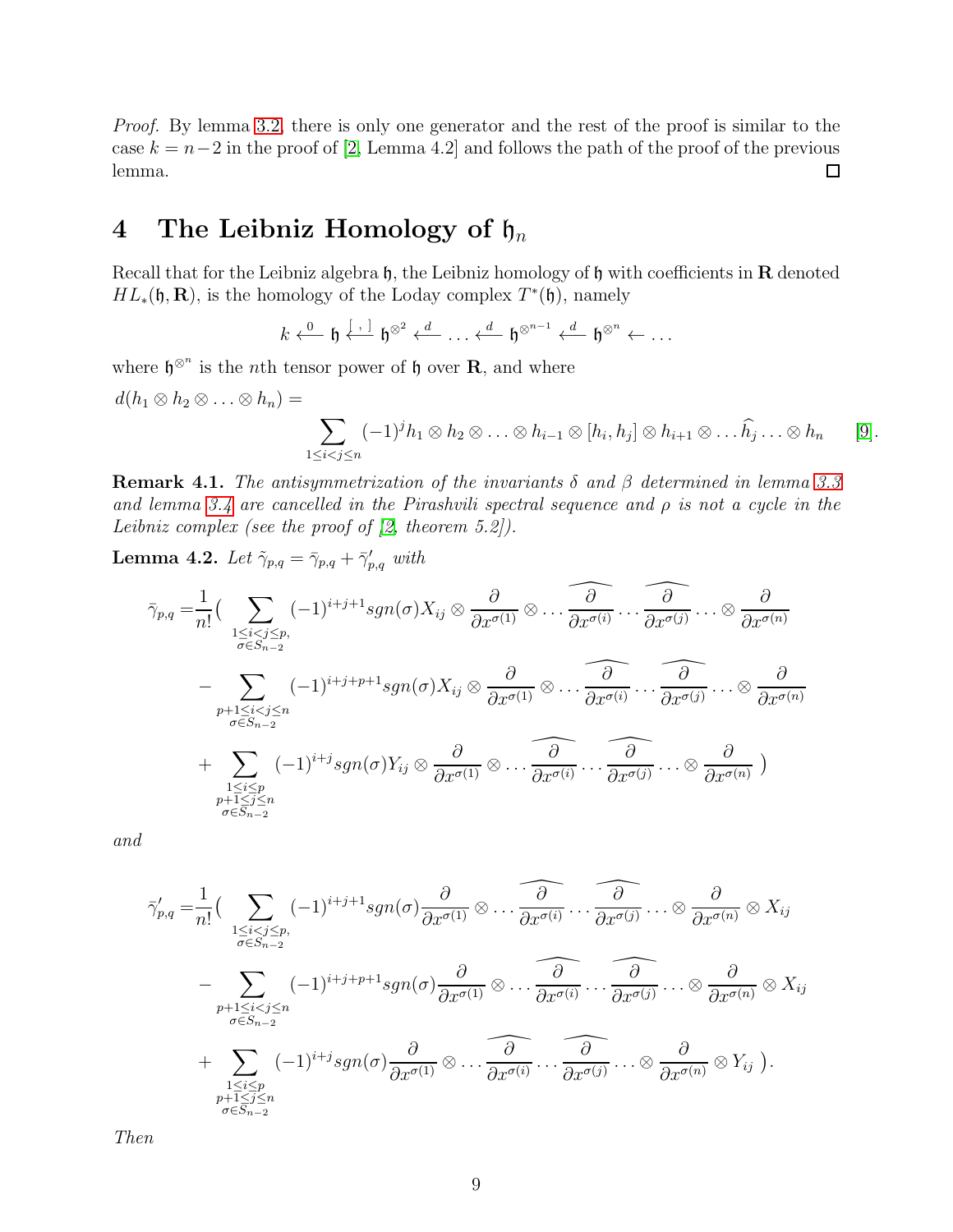*Proof.* By lemma 3.2, there is only one generator and the rest of the proof is similar to the case $k = n-2$ in the proof of [2, Lemma 4.2] and follows the path of the proof of the previous lemma. $\square$

# 4 The Leibniz Homology of $\mathfrak{h}_n$

Recall that for the Leibniz algebra $\mathfrak{h}$, the Leibniz homology of $\mathfrak{h}$ with coefficients in $\mathbf{R}$ denoted $HL_*(\mathfrak{h}, \mathbf{R})$, is the homology of the Loday complex $T^*(\mathfrak{h})$, namely

$$k \xleftarrow{0} \mathfrak{h} \xleftarrow{[\ ,\ ]} \mathfrak{h}^{\otimes^2} \xleftarrow{d} \ldots \xleftarrow{d} \mathfrak{h}^{\otimes^{n-1}} \xleftarrow{d} \mathfrak{h}^{\otimes^n} \leftarrow \ldots$$

where $\mathfrak{h}^{\otimes^n}$ is the $n$th tensor power of $\mathfrak{h}$ over $\mathbf{R}$, and where

$$d(h_1 \otimes h_2 \otimes \ldots \otimes h_n) = \sum_{1 \le i < j \le n} (-1)^j h_1 \otimes h_2 \otimes \ldots \otimes h_{i-1} \otimes [h_i, h_j] \otimes h_{i+1} \otimes \ldots \widehat{h_j} \ldots \otimes h_n \qquad [9].$$

**Remark 4.1.** *The antisymmetrization of the invariants $\delta$ and $\beta$ determined in lemma 3.3 and lemma 3.4 are cancelled in the Pirashvili spectral sequence and $\rho$ is not a cycle in the Leibniz complex (see the proof of [2, theorem 5.2]).*

**Lemma 4.2.** *Let $\tilde{\gamma}_{p,q} = \bar{\gamma}_{p,q} + \bar{\gamma}'_{p,q}$ with*

$$\begin{aligned}
\bar{\gamma}_{p,q} =& \frac{1}{n!}\Big( \sum_{\substack{1 \le i < j \le p, \\ \sigma \in S_{n-2}}} (-1)^{i+j+1} sgn(\sigma) X_{ij} \otimes \frac{\partial}{\partial x^{\sigma(1)}} \otimes \ldots \widehat{\frac{\partial}{\partial x^{\sigma(i)}}} \ldots \widehat{\frac{\partial}{\partial x^{\sigma(j)}}} \ldots \otimes \frac{\partial}{\partial x^{\sigma(n)}} \\
&- \sum_{\substack{p+1 \le i < j \le n \\ \sigma \in S_{n-2}}} (-1)^{i+j+p+1} sgn(\sigma) X_{ij} \otimes \frac{\partial}{\partial x^{\sigma(1)}} \otimes \ldots \widehat{\frac{\partial}{\partial x^{\sigma(i)}}} \ldots \widehat{\frac{\partial}{\partial x^{\sigma(j)}}} \ldots \otimes \frac{\partial}{\partial x^{\sigma(n)}} \\
&+ \sum_{\substack{1 \le i \le p \\ p+1 \le j \le n \\ \sigma \in S_{n-2}}} (-1)^{i+j} sgn(\sigma) Y_{ij} \otimes \frac{\partial}{\partial x^{\sigma(1)}} \otimes \ldots \widehat{\frac{\partial}{\partial x^{\sigma(i)}}} \ldots \widehat{\frac{\partial}{\partial x^{\sigma(j)}}} \ldots \otimes \frac{\partial}{\partial x^{\sigma(n)}} \Big)
\end{aligned}$$

*and*

$$\begin{aligned}
\bar{\gamma}'_{p,q} =& \frac{1}{n!}\Big( \sum_{\substack{1 \le i < j \le p, \\ \sigma \in S_{n-2}}} (-1)^{i+j+1} sgn(\sigma) \frac{\partial}{\partial x^{\sigma(1)}} \otimes \ldots \widehat{\frac{\partial}{\partial x^{\sigma(i)}}} \ldots \widehat{\frac{\partial}{\partial x^{\sigma(j)}}} \ldots \otimes \frac{\partial}{\partial x^{\sigma(n)}} \otimes X_{ij} \\
&- \sum_{\substack{p+1 \le i < j \le n \\ \sigma \in S_{n-2}}} (-1)^{i+j+p+1} sgn(\sigma) \frac{\partial}{\partial x^{\sigma(1)}} \otimes \ldots \widehat{\frac{\partial}{\partial x^{\sigma(i)}}} \ldots \widehat{\frac{\partial}{\partial x^{\sigma(j)}}} \ldots \otimes \frac{\partial}{\partial x^{\sigma(n)}} \otimes X_{ij} \\
&+ \sum_{\substack{1 \le i \le p \\ p+1 \le j \le n \\ \sigma \in S_{n-2}}} (-1)^{i+j} sgn(\sigma) \frac{\partial}{\partial x^{\sigma(1)}} \otimes \ldots \widehat{\frac{\partial}{\partial x^{\sigma(i)}}} \ldots \widehat{\frac{\partial}{\partial x^{\sigma(j)}}} \ldots \otimes \frac{\partial}{\partial x^{\sigma(n)}} \otimes Y_{ij} \Big).
\end{aligned}$$

*Then*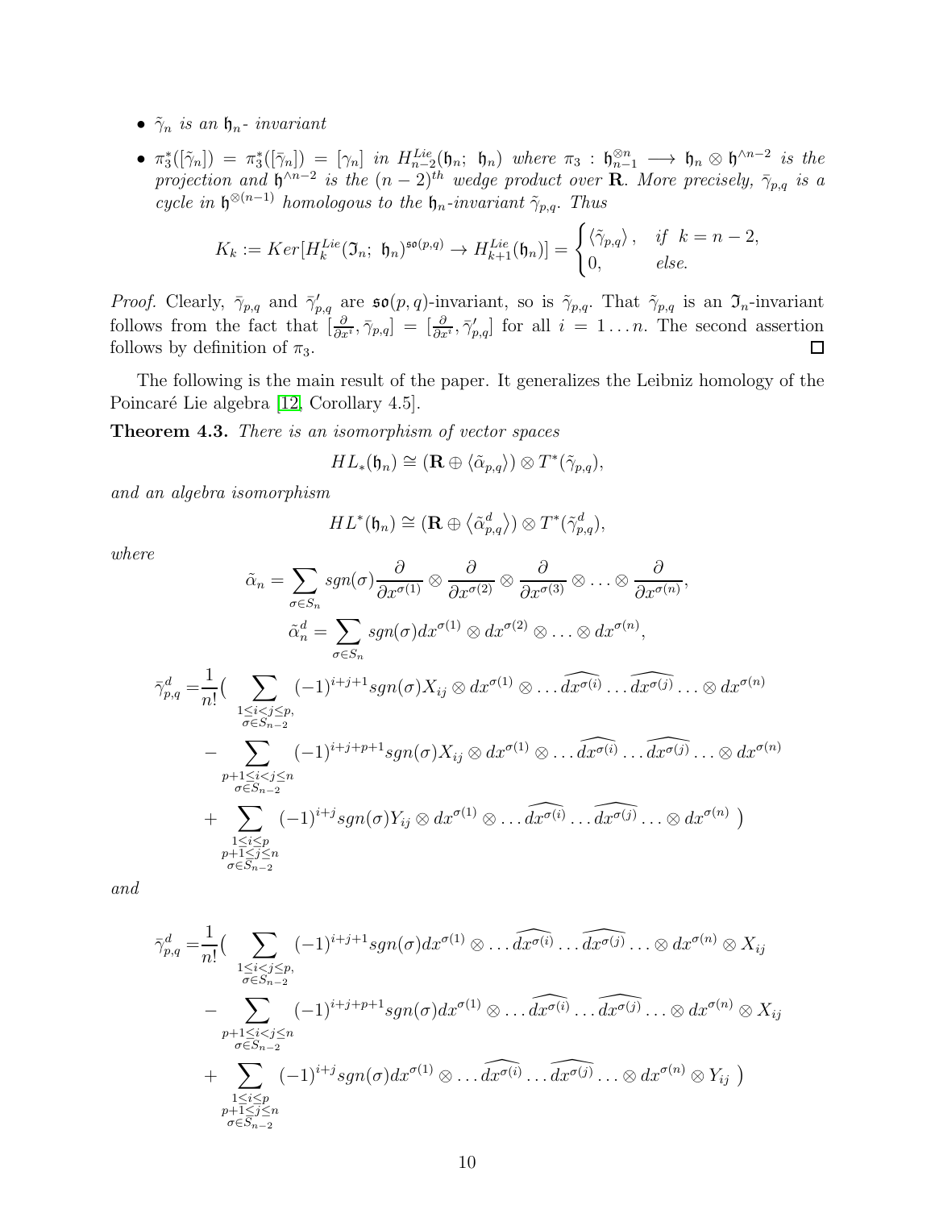- $\tilde{\gamma}_n$ *is an* $\mathfrak{h}_n$*- invariant*

- $\pi_3^*([\tilde{\gamma}_n]) = \pi_3^*([\bar{\gamma}_n]) = [\gamma_n]$ *in* $H_{n-2}^{Lie}(\mathfrak{h}_n;\ \mathfrak{h}_n)$ *where* $\pi_3 : \mathfrak{h}_{n-1}^{\otimes n} \longrightarrow \mathfrak{h}_n \otimes \mathfrak{h}^{\wedge n-2}$ *is the projection and* $\mathfrak{h}^{\wedge n-2}$ *is the* $(n-2)^{th}$ *wedge product over* $\mathbf{R}$*. More precisely,* $\bar{\gamma}_{p,q}$ *is a cycle in* $\mathfrak{h}^{\otimes(n-1)}$ *homologous to the* $\mathfrak{h}_n$*-invariant* $\tilde{\gamma}_{p,q}$*. Thus*

$$K_k := Ker[H_k^{Lie}(\mathfrak{I}_n;\ \mathfrak{h}_n)^{\mathfrak{so}(p,q)} \to H_{k+1}^{Lie}(\mathfrak{h}_n)] = \begin{cases} \langle \tilde{\gamma}_{p,q} \rangle, & \text{if } k = n-2, \\ 0, & \text{else.} \end{cases}$$

*Proof.* Clearly, $\bar{\gamma}_{p,q}$ and $\bar{\gamma}'_{p,q}$ are $\mathfrak{so}(p,q)$-invariant, so is $\tilde{\gamma}_{p,q}$. That $\tilde{\gamma}_{p,q}$ is an $\mathfrak{I}_n$-invariant follows from the fact that $[\frac{\partial}{\partial x^i}, \bar{\gamma}_{p,q}] = [\frac{\partial}{\partial x^i}, \bar{\gamma}'_{p,q}]$ for all $i = 1 \dots n$. The second assertion follows by definition of $\pi_3$. ◻

The following is the main result of the paper. It generalizes the Leibniz homology of the Poincaré Lie algebra [12, Corollary 4.5].

**Theorem 4.3.** *There is an isomorphism of vector spaces*

$$HL_*(\mathfrak{h}_n) \cong (\mathbf{R} \oplus \langle \tilde{\alpha}_{p,q} \rangle) \otimes T^*(\tilde{\gamma}_{p,q}),$$

*and an algebra isomorphism*

$$HL^*(\mathfrak{h}_n) \cong (\mathbf{R} \oplus \langle \tilde{\alpha}_{p,q}^d \rangle) \otimes T^*(\tilde{\gamma}_{p,q}^d),$$

*where*

$$\tilde{\alpha}_n = \sum_{\sigma \in S_n} sgn(\sigma) \frac{\partial}{\partial x^{\sigma(1)}} \otimes \frac{\partial}{\partial x^{\sigma(2)}} \otimes \frac{\partial}{\partial x^{\sigma(3)}} \otimes \ldots \otimes \frac{\partial}{\partial x^{\sigma(n)}},$$

$$\tilde{\alpha}_n^d = \sum_{\sigma \in S_n} sgn(\sigma) dx^{\sigma(1)} \otimes dx^{\sigma(2)} \otimes \ldots \otimes dx^{\sigma(n)},$$

$$\begin{aligned}
\bar{\gamma}_{p,q}^d = \frac{1}{n!}\Big( & \sum_{\substack{1 \le i < j \le p, \\ \sigma \in S_{n-2}}} (-1)^{i+j+1} sgn(\sigma) X_{ij} \otimes dx^{\sigma(1)} \otimes \ldots \widehat{dx^{\sigma(i)}} \ldots \widehat{dx^{\sigma(j)}} \ldots \otimes dx^{\sigma(n)} \\
- & \sum_{\substack{p+1 \le i < j \le n \\ \sigma \in S_{n-2}}} (-1)^{i+j+p+1} sgn(\sigma) X_{ij} \otimes dx^{\sigma(1)} \otimes \ldots \widehat{dx^{\sigma(i)}} \ldots \widehat{dx^{\sigma(j)}} \ldots \otimes dx^{\sigma(n)} \\
+ & \sum_{\substack{1 \le i \le p \\ p+1 \le j \le n \\ \sigma \in S_{n-2}}} (-1)^{i+j} sgn(\sigma) Y_{ij} \otimes dx^{\sigma(1)} \otimes \ldots \widehat{dx^{\sigma(i)}} \ldots \widehat{dx^{\sigma(j)}} \ldots \otimes dx^{\sigma(n)} \ \Big)
\end{aligned}$$

*and*

$$\begin{aligned}
\bar{\gamma}_{p,q}^d = \frac{1}{n!}\Big( & \sum_{\substack{1 \le i < j \le p, \\ \sigma \in S_{n-2}}} (-1)^{i+j+1} sgn(\sigma) dx^{\sigma(1)} \otimes \ldots \widehat{dx^{\sigma(i)}} \ldots \widehat{dx^{\sigma(j)}} \ldots \otimes dx^{\sigma(n)} \otimes X_{ij} \\
- & \sum_{\substack{p+1 \le i < j \le n \\ \sigma \in S_{n-2}}} (-1)^{i+j+p+1} sgn(\sigma) dx^{\sigma(1)} \otimes \ldots \widehat{dx^{\sigma(i)}} \ldots \widehat{dx^{\sigma(j)}} \ldots \otimes dx^{\sigma(n)} \otimes X_{ij} \\
+ & \sum_{\substack{1 \le i \le p \\ p+1 \le j \le n \\ \sigma \in S_{n-2}}} (-1)^{i+j} sgn(\sigma) dx^{\sigma(1)} \otimes \ldots \widehat{dx^{\sigma(i)}} \ldots \widehat{dx^{\sigma(j)}} \ldots \otimes dx^{\sigma(n)} \otimes Y_{ij} \ \Big)
\end{aligned}$$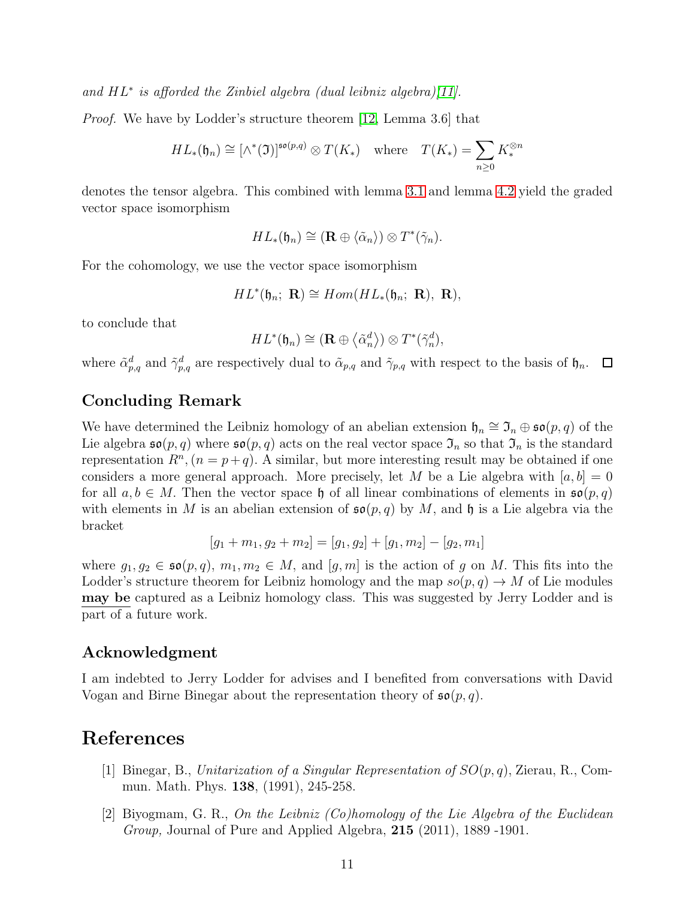*and $HL^*$ is afforded the Zinbiel algebra (dual leibniz algebra)[11].*

*Proof.* We have by Lodder's structure theorem [12, Lemma 3.6] that

$$HL_*(\mathfrak{h}_n) \cong [\wedge^*(\mathfrak{I})]^{\mathfrak{so}(p,q)} \otimes T(K_*) \quad \text{where} \quad T(K_*) = \sum_{n \geq 0} K_*^{\otimes n}$$

denotes the tensor algebra. This combined with lemma 3.1 and lemma 4.2 yield the graded vector space isomorphism

$$HL_*(\mathfrak{h}_n) \cong (\mathbf{R} \oplus \langle \tilde{\alpha}_n \rangle) \otimes T^*(\tilde{\gamma}_n).$$

For the cohomology, we use the vector space isomorphism

$$HL^*(\mathfrak{h}_n;\ \mathbf{R}) \cong Hom(HL_*(\mathfrak{h}_n;\ \mathbf{R}),\ \mathbf{R}),$$

to conclude that

$$HL^*(\mathfrak{h}_n) \cong (\mathbf{R} \oplus \langle \tilde{\alpha}_n^d \rangle) \otimes T^*(\tilde{\gamma}_n^d),$$

where $\tilde{\alpha}_{p,q}^d$ and $\tilde{\gamma}_{p,q}^d$ are respectively dual to $\tilde{\alpha}_{p,q}$ and $\tilde{\gamma}_{p,q}$ with respect to the basis of $\mathfrak{h}_n$. □

## Concluding Remark

We have determined the Leibniz homology of an abelian extension $\mathfrak{h}_n \cong \mathfrak{I}_n \oplus \mathfrak{so}(p,q)$ of the Lie algebra $\mathfrak{so}(p,q)$ where $\mathfrak{so}(p,q)$ acts on the real vector space $\mathfrak{I}_n$ so that $\mathfrak{I}_n$ is the standard representation $R^n, (n = p+q)$. A similar, but more interesting result may be obtained if one considers a more general approach. More precisely, let $M$ be a Lie algebra with $[a,b] = 0$ for all $a, b \in M$. Then the vector space $\mathfrak{h}$ of all linear combinations of elements in $\mathfrak{so}(p,q)$ with elements in $M$ is an abelian extension of $\mathfrak{so}(p,q)$ by $M$, and $\mathfrak{h}$ is a Lie algebra via the bracket

$$[g_1 + m_1, g_2 + m_2] = [g_1, g_2] + [g_1, m_2] - [g_2, m_1]$$

where $g_1, g_2 \in \mathfrak{so}(p,q)$, $m_1, m_2 \in M$, and $[g, m]$ is the action of $g$ on $M$. This fits into the Lodder's structure theorem for Leibniz homology and the map $so(p,q) \to M$ of Lie modules **may be** captured as a Leibniz homology class. This was suggested by Jerry Lodder and is part of a future work.

## Acknowledgment

I am indebted to Jerry Lodder for advises and I benefited from conversations with David Vogan and Birne Binegar about the representation theory of $\mathfrak{so}(p,q)$.

# References

[1] Binegar, B., *Unitarization of a Singular Representation of $SO(p,q)$*, Zierau, R., Commun. Math. Phys. **138**, (1991), 245-258.

[2] Biyogmam, G. R., *On the Leibniz (Co)homology of the Lie Algebra of the Euclidean Group,* Journal of Pure and Applied Algebra, **215** (2011), 1889 -1901.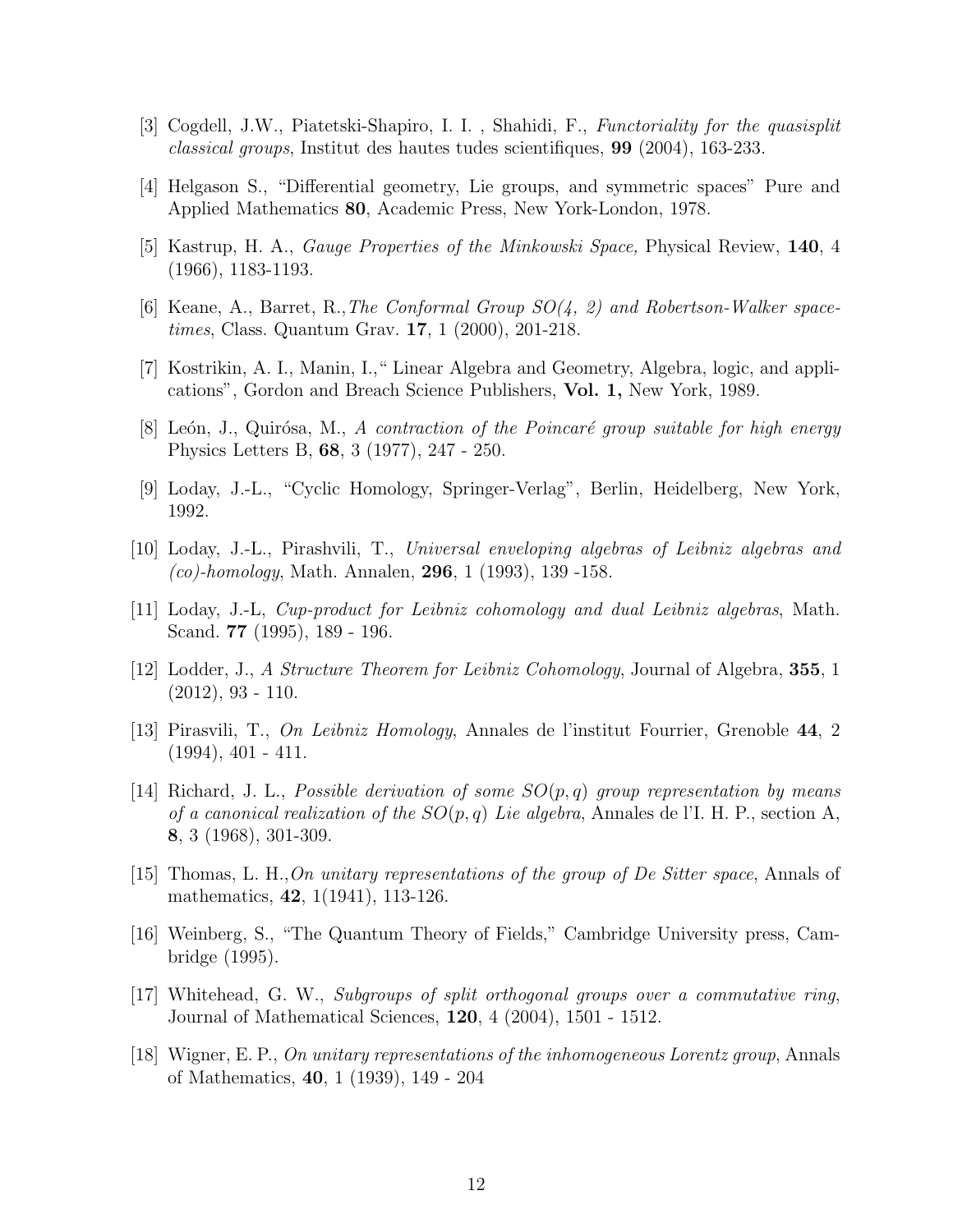[3] Cogdell, J.W., Piatetski-Shapiro, I. I. , Shahidi, F., *Functoriality for the quasisplit classical groups*, Institut des hautes tudes scientifiques, **99** (2004), 163-233.

[4] Helgason S., "Differential geometry, Lie groups, and symmetric spaces" Pure and Applied Mathematics **80**, Academic Press, New York-London, 1978.

[5] Kastrup, H. A., *Gauge Properties of the Minkowski Space,* Physical Review, **140**, 4 (1966), 1183-1193.

[6] Keane, A., Barret, R.,*The Conformal Group SO(4, 2) and Robertson-Walker spacetimes*, Class. Quantum Grav. **17**, 1 (2000), 201-218.

[7] Kostrikin, A. I., Manin, I.," Linear Algebra and Geometry, Algebra, logic, and applications", Gordon and Breach Science Publishers, **Vol. 1,** New York, 1989.

[8] León, J., Quirósa, M., *A contraction of the Poincaré group suitable for high energy* Physics Letters B, **68**, 3 (1977), 247 - 250.

[9] Loday, J.-L., "Cyclic Homology, Springer-Verlag", Berlin, Heidelberg, New York, 1992.

[10] Loday, J.-L., Pirashvili, T., *Universal enveloping algebras of Leibniz algebras and (co)-homology*, Math. Annalen, **296**, 1 (1993), 139 -158.

[11] Loday, J.-L, *Cup-product for Leibniz cohomology and dual Leibniz algebras*, Math. Scand. **77** (1995), 189 - 196.

[12] Lodder, J., *A Structure Theorem for Leibniz Cohomology*, Journal of Algebra, **355**, 1 (2012), 93 - 110.

[13] Pirasvili, T., *On Leibniz Homology*, Annales de l'institut Fourrier, Grenoble **44**, 2 (1994), 401 - 411.

[14] Richard, J. L., *Possible derivation of some $SO(p,q)$ group representation by means of a canonical realization of the $SO(p,q)$ Lie algebra*, Annales de l'I. H. P., section A, **8**, 3 (1968), 301-309.

[15] Thomas, L. H.,*On unitary representations of the group of De Sitter space*, Annals of mathematics, **42**, 1(1941), 113-126.

[16] Weinberg, S., "The Quantum Theory of Fields," Cambridge University press, Cambridge (1995).

[17] Whitehead, G. W., *Subgroups of split orthogonal groups over a commutative ring*, Journal of Mathematical Sciences, **120**, 4 (2004), 1501 - 1512.

[18] Wigner, E. P., *On unitary representations of the inhomogeneous Lorentz group*, Annals of Mathematics, **40**, 1 (1939), 149 - 204